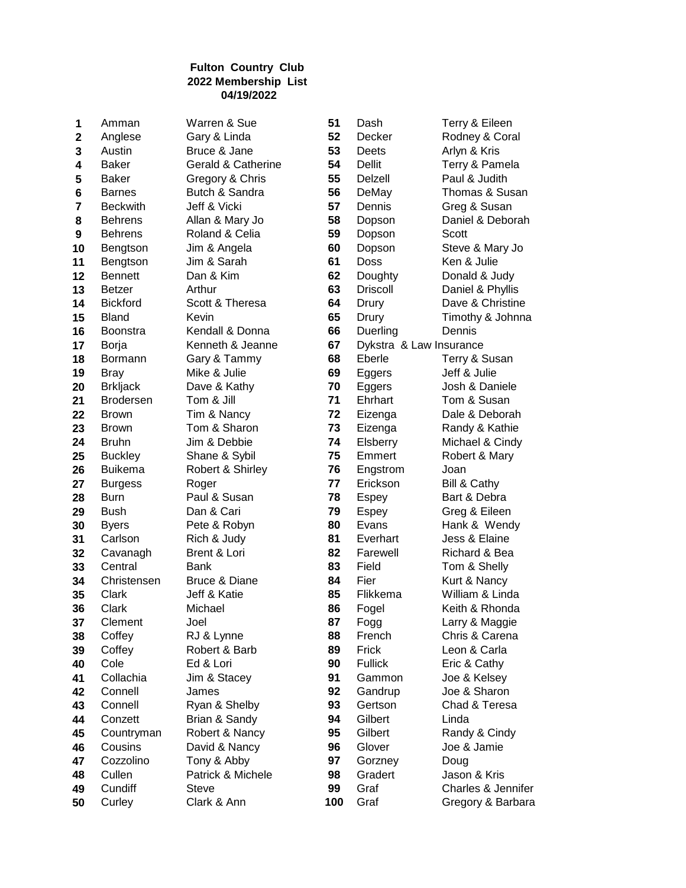**Fulton Country Club**
**2022 Membership List**
**04/19/2022**

| # | Last Name | First Names |
|---|---|---|
| **1** | Amman | Warren & Sue |
| **2** | Anglese | Gary & Linda |
| **3** | Austin | Bruce & Jane |
| **4** | Baker | Gerald & Catherine |
| **5** | Baker | Gregory & Chris |
| **6** | Barnes | Butch & Sandra |
| **7** | Beckwith | Jeff & Vicki |
| **8** | Behrens | Allan & Mary Jo |
| **9** | Behrens | Roland & Celia |
| **10** | Bengtson | Jim & Angela |
| **11** | Bengtson | Jim & Sarah |
| **12** | Bennett | Dan & Kim |
| **13** | Betzer | Arthur |
| **14** | Bickford | Scott & Theresa |
| **15** | Bland | Kevin |
| **16** | Boonstra | Kendall & Donna |
| **17** | Borja | Kenneth & Jeanne |
| **18** | Bormann | Gary & Tammy |
| **19** | Bray | Mike & Julie |
| **20** | Brkljack | Dave & Kathy |
| **21** | Brodersen | Tom & Jill |
| **22** | Brown | Tim & Nancy |
| **23** | Brown | Tom & Sharon |
| **24** | Bruhn | Jim & Debbie |
| **25** | Buckley | Shane & Sybil |
| **26** | Buikema | Robert & Shirley |
| **27** | Burgess | Roger |
| **28** | Burn | Paul & Susan |
| **29** | Bush | Dan & Cari |
| **30** | Byers | Pete & Robyn |
| **31** | Carlson | Rich & Judy |
| **32** | Cavanagh | Brent & Lori |
| **33** | Central | Bank |
| **34** | Christensen | Bruce & Diane |
| **35** | Clark | Jeff & Katie |
| **36** | Clark | Michael |
| **37** | Clement | Joel |
| **38** | Coffey | RJ & Lynne |
| **39** | Coffey | Robert & Barb |
| **40** | Cole | Ed & Lori |
| **41** | Collachia | Jim & Stacey |
| **42** | Connell | James |
| **43** | Connell | Ryan & Shelby |
| **44** | Conzett | Brian & Sandy |
| **45** | Countryman | Robert & Nancy |
| **46** | Cousins | David & Nancy |
| **47** | Cozzolino | Tony & Abby |
| **48** | Cullen | Patrick & Michele |
| **49** | Cundiff | Steve |
| **50** | Curley | Clark & Ann |
| **51** | Dash | Terry & Eileen |
| **52** | Decker | Rodney & Coral |
| **53** | Deets | Arlyn & Kris |
| **54** | Dellit | Terry & Pamela |
| **55** | Delzell | Paul & Judith |
| **56** | DeMay | Thomas & Susan |
| **57** | Dennis | Greg & Susan |
| **58** | Dopson | Daniel & Deborah |
| **59** | Dopson | Scott |
| **60** | Dopson | Steve & Mary Jo |
| **61** | Doss | Ken & Julie |
| **62** | Doughty | Donald & Judy |
| **63** | Driscoll | Daniel & Phyllis |
| **64** | Drury | Dave & Christine |
| **65** | Drury | Timothy & Johnna |
| **66** | Duerling | Dennis |
| **67** | Dykstra & Law Insurance | |
| **68** | Eberle | Terry & Susan |
| **69** | Eggers | Jeff & Julie |
| **70** | Eggers | Josh & Daniele |
| **71** | Ehrhart | Tom & Susan |
| **72** | Eizenga | Dale & Deborah |
| **73** | Eizenga | Randy & Kathie |
| **74** | Elsberry | Michael & Cindy |
| **75** | Emmert | Robert & Mary |
| **76** | Engstrom | Joan |
| **77** | Erickson | Bill & Cathy |
| **78** | Espey | Bart & Debra |
| **79** | Espey | Greg & Eileen |
| **80** | Evans | Hank & Wendy |
| **81** | Everhart | Jess & Elaine |
| **82** | Farewell | Richard & Bea |
| **83** | Field | Tom & Shelly |
| **84** | Fier | Kurt & Nancy |
| **85** | Flikkema | William & Linda |
| **86** | Fogel | Keith & Rhonda |
| **87** | Fogg | Larry & Maggie |
| **88** | French | Chris & Carena |
| **89** | Frick | Leon & Carla |
| **90** | Fullick | Eric & Cathy |
| **91** | Gammon | Joe & Kelsey |
| **92** | Gandrup | Joe & Sharon |
| **93** | Gertson | Chad & Teresa |
| **94** | Gilbert | Linda |
| **95** | Gilbert | Randy & Cindy |
| **96** | Glover | Joe & Jamie |
| **97** | Gorzney | Doug |
| **98** | Gradert | Jason & Kris |
| **99** | Graf | Charles & Jennifer |
| **100** | Graf | Gregory & Barbara |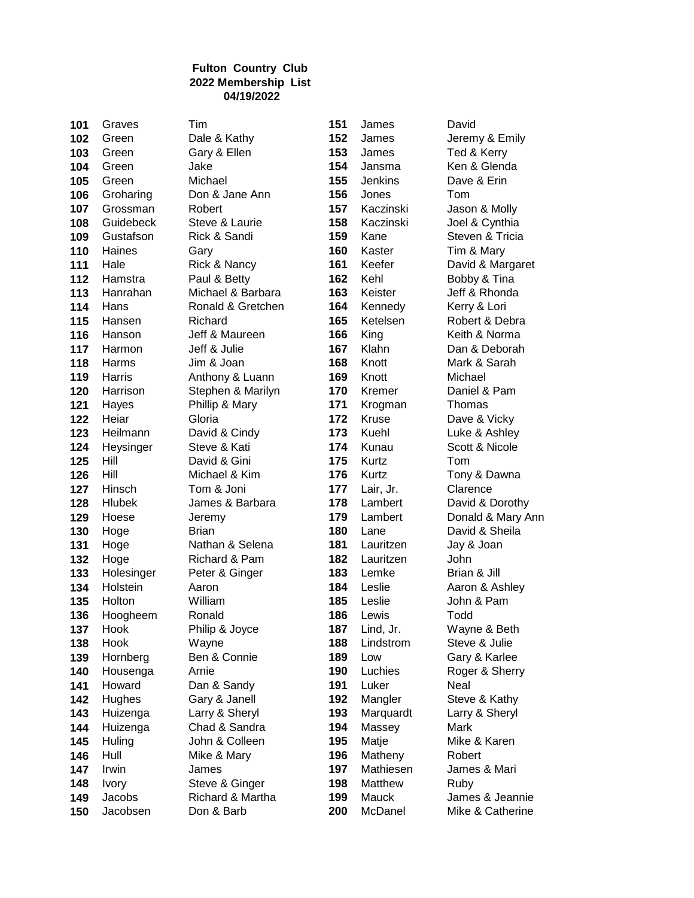**Fulton Country Club**
**2022 Membership List**
**04/19/2022**

| No. | Last Name | First Name |
|---|---|---|
| 101 | Graves | Tim |
| 102 | Green | Dale & Kathy |
| 103 | Green | Gary & Ellen |
| 104 | Green | Jake |
| 105 | Green | Michael |
| 106 | Groharing | Don & Jane Ann |
| 107 | Grossman | Robert |
| 108 | Guidebeck | Steve & Laurie |
| 109 | Gustafson | Rick & Sandi |
| 110 | Haines | Gary |
| 111 | Hale | Rick & Nancy |
| 112 | Hamstra | Paul & Betty |
| 113 | Hanrahan | Michael & Barbara |
| 114 | Hans | Ronald & Gretchen |
| 115 | Hansen | Richard |
| 116 | Hanson | Jeff & Maureen |
| 117 | Harmon | Jeff & Julie |
| 118 | Harms | Jim & Joan |
| 119 | Harris | Anthony & Luann |
| 120 | Harrison | Stephen & Marilyn |
| 121 | Hayes | Phillip & Mary |
| 122 | Heiar | Gloria |
| 123 | Heilmann | David & Cindy |
| 124 | Heysinger | Steve & Kati |
| 125 | Hill | David & Gini |
| 126 | Hill | Michael & Kim |
| 127 | Hinsch | Tom & Joni |
| 128 | Hlubek | James & Barbara |
| 129 | Hoese | Jeremy |
| 130 | Hoge | Brian |
| 131 | Hoge | Nathan & Selena |
| 132 | Hoge | Richard & Pam |
| 133 | Holesinger | Peter & Ginger |
| 134 | Holstein | Aaron |
| 135 | Holton | William |
| 136 | Hoogheem | Ronald |
| 137 | Hook | Philip & Joyce |
| 138 | Hook | Wayne |
| 139 | Hornberg | Ben & Connie |
| 140 | Housenga | Arnie |
| 141 | Howard | Dan & Sandy |
| 142 | Hughes | Gary & Janell |
| 143 | Huizenga | Larry & Sheryl |
| 144 | Huizenga | Chad & Sandra |
| 145 | Huling | John & Colleen |
| 146 | Hull | Mike & Mary |
| 147 | Irwin | James |
| 148 | Ivory | Steve & Ginger |
| 149 | Jacobs | Richard & Martha |
| 150 | Jacobsen | Don & Barb |
| 151 | James | David |
| 152 | James | Jeremy & Emily |
| 153 | James | Ted & Kerry |
| 154 | Jansma | Ken & Glenda |
| 155 | Jenkins | Dave & Erin |
| 156 | Jones | Tom |
| 157 | Kaczinski | Jason & Molly |
| 158 | Kaczinski | Joel & Cynthia |
| 159 | Kane | Steven & Tricia |
| 160 | Kaster | Tim & Mary |
| 161 | Keefer | David & Margaret |
| 162 | Kehl | Bobby & Tina |
| 163 | Keister | Jeff & Rhonda |
| 164 | Kennedy | Kerry & Lori |
| 165 | Ketelsen | Robert & Debra |
| 166 | King | Keith & Norma |
| 167 | Klahn | Dan & Deborah |
| 168 | Knott | Mark & Sarah |
| 169 | Knott | Michael |
| 170 | Kremer | Daniel & Pam |
| 171 | Krogman | Thomas |
| 172 | Kruse | Dave & Vicky |
| 173 | Kuehl | Luke & Ashley |
| 174 | Kunau | Scott & Nicole |
| 175 | Kurtz | Tom |
| 176 | Kurtz | Tony & Dawna |
| 177 | Lair, Jr. | Clarence |
| 178 | Lambert | David & Dorothy |
| 179 | Lambert | Donald & Mary Ann |
| 180 | Lane | David & Sheila |
| 181 | Lauritzen | Jay & Joan |
| 182 | Lauritzen | John |
| 183 | Lemke | Brian & Jill |
| 184 | Leslie | Aaron & Ashley |
| 185 | Leslie | John & Pam |
| 186 | Lewis | Todd |
| 187 | Lind, Jr. | Wayne & Beth |
| 188 | Lindstrom | Steve & Julie |
| 189 | Low | Gary & Karlee |
| 190 | Luchies | Roger & Sherry |
| 191 | Luker | Neal |
| 192 | Mangler | Steve & Kathy |
| 193 | Marquardt | Larry & Sheryl |
| 194 | Massey | Mark |
| 195 | Matje | Mike & Karen |
| 196 | Matheny | Robert |
| 197 | Mathiesen | James & Mari |
| 198 | Matthew | Ruby |
| 199 | Mauck | James & Jeannie |
| 200 | McDanel | Mike & Catherine |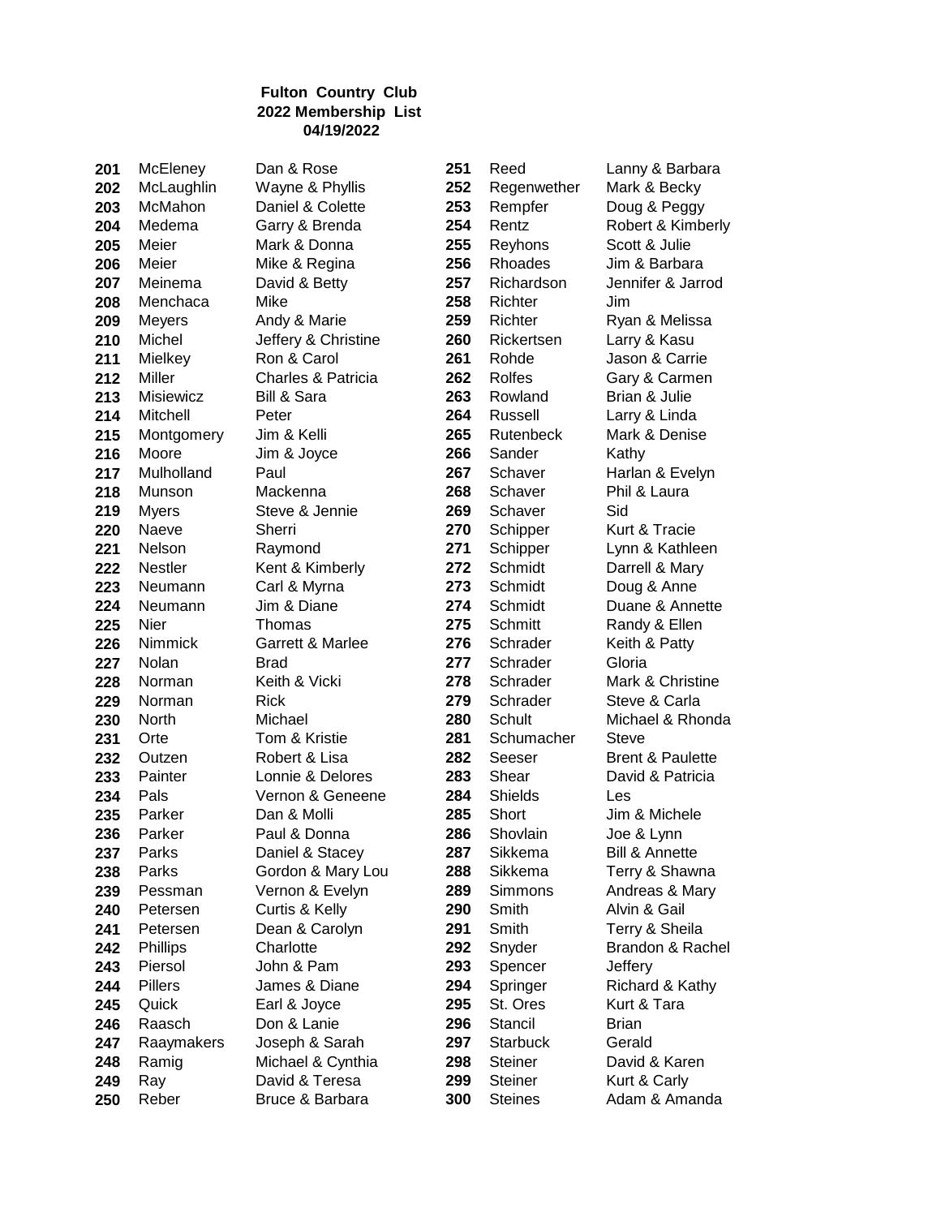**Fulton Country Club**
**2022 Membership List**
**04/19/2022**

| No. | Last Name | First Name(s) |
|---|---|---|
| **201** | McEleney | Dan & Rose |
| **202** | McLaughlin | Wayne & Phyllis |
| **203** | McMahon | Daniel & Colette |
| **204** | Medema | Garry & Brenda |
| **205** | Meier | Mark & Donna |
| **206** | Meier | Mike & Regina |
| **207** | Meinema | David & Betty |
| **208** | Menchaca | Mike |
| **209** | Meyers | Andy & Marie |
| **210** | Michel | Jeffery & Christine |
| **211** | Mielkey | Ron & Carol |
| **212** | Miller | Charles & Patricia |
| **213** | Misiewicz | Bill & Sara |
| **214** | Mitchell | Peter |
| **215** | Montgomery | Jim & Kelli |
| **216** | Moore | Jim & Joyce |
| **217** | Mulholland | Paul |
| **218** | Munson | Mackenna |
| **219** | Myers | Steve & Jennie |
| **220** | Naeve | Sherri |
| **221** | Nelson | Raymond |
| **222** | Nestler | Kent & Kimberly |
| **223** | Neumann | Carl & Myrna |
| **224** | Neumann | Jim & Diane |
| **225** | Nier | Thomas |
| **226** | Nimmick | Garrett & Marlee |
| **227** | Nolan | Brad |
| **228** | Norman | Keith & Vicki |
| **229** | Norman | Rick |
| **230** | North | Michael |
| **231** | Orte | Tom & Kristie |
| **232** | Outzen | Robert & Lisa |
| **233** | Painter | Lonnie & Delores |
| **234** | Pals | Vernon & Geneene |
| **235** | Parker | Dan & Molli |
| **236** | Parker | Paul & Donna |
| **237** | Parks | Daniel & Stacey |
| **238** | Parks | Gordon & Mary Lou |
| **239** | Pessman | Vernon & Evelyn |
| **240** | Petersen | Curtis & Kelly |
| **241** | Petersen | Dean & Carolyn |
| **242** | Phillips | Charlotte |
| **243** | Piersol | John & Pam |
| **244** | Pillers | James & Diane |
| **245** | Quick | Earl & Joyce |
| **246** | Raasch | Don & Lanie |
| **247** | Raaymakers | Joseph & Sarah |
| **248** | Ramig | Michael & Cynthia |
| **249** | Ray | David & Teresa |
| **250** | Reber | Bruce & Barbara |
| **251** | Reed | Lanny & Barbara |
| **252** | Regenwether | Mark & Becky |
| **253** | Rempfer | Doug & Peggy |
| **254** | Rentz | Robert & Kimberly |
| **255** | Reyhons | Scott & Julie |
| **256** | Rhoades | Jim & Barbara |
| **257** | Richardson | Jennifer & Jarrod |
| **258** | Richter | Jim |
| **259** | Richter | Ryan & Melissa |
| **260** | Rickertsen | Larry & Kasu |
| **261** | Rohde | Jason & Carrie |
| **262** | Rolfes | Gary & Carmen |
| **263** | Rowland | Brian & Julie |
| **264** | Russell | Larry & Linda |
| **265** | Rutenbeck | Mark & Denise |
| **266** | Sander | Kathy |
| **267** | Schaver | Harlan & Evelyn |
| **268** | Schaver | Phil & Laura |
| **269** | Schaver | Sid |
| **270** | Schipper | Kurt & Tracie |
| **271** | Schipper | Lynn & Kathleen |
| **272** | Schmidt | Darrell & Mary |
| **273** | Schmidt | Doug & Anne |
| **274** | Schmidt | Duane & Annette |
| **275** | Schmitt | Randy & Ellen |
| **276** | Schrader | Keith & Patty |
| **277** | Schrader | Gloria |
| **278** | Schrader | Mark & Christine |
| **279** | Schrader | Steve & Carla |
| **280** | Schult | Michael & Rhonda |
| **281** | Schumacher | Steve |
| **282** | Seeser | Brent & Paulette |
| **283** | Shear | David & Patricia |
| **284** | Shields | Les |
| **285** | Short | Jim & Michele |
| **286** | Shovlain | Joe & Lynn |
| **287** | Sikkema | Bill & Annette |
| **288** | Sikkema | Terry & Shawna |
| **289** | Simmons | Andreas & Mary |
| **290** | Smith | Alvin & Gail |
| **291** | Smith | Terry & Sheila |
| **292** | Snyder | Brandon & Rachel |
| **293** | Spencer | Jeffery |
| **294** | Springer | Richard & Kathy |
| **295** | St. Ores | Kurt & Tara |
| **296** | Stancil | Brian |
| **297** | Starbuck | Gerald |
| **298** | Steiner | David & Karen |
| **299** | Steiner | Kurt & Carly |
| **300** | Steines | Adam & Amanda |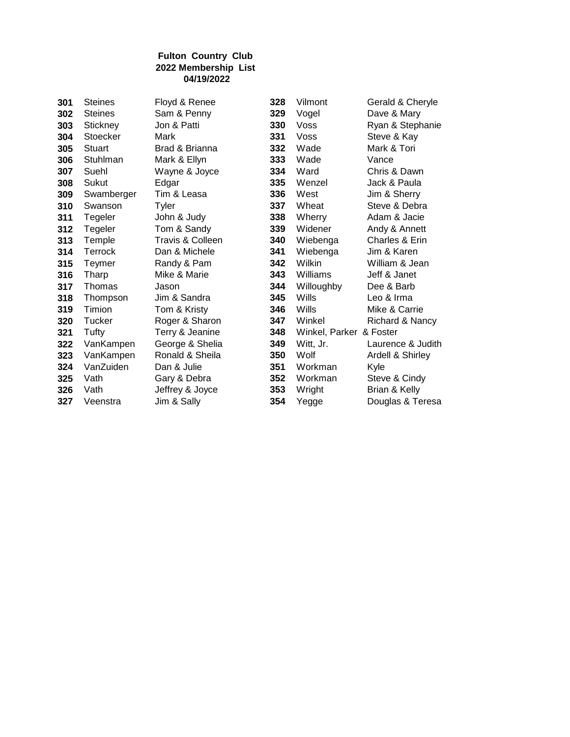**Fulton Country Club**
**2022 Membership List**
**04/19/2022**

| | | |
|---|---|---|
| **301** | Steines | Floyd & Renee |
| **302** | Steines | Sam & Penny |
| **303** | Stickney | Jon & Patti |
| **304** | Stoecker | Mark |
| **305** | Stuart | Brad & Brianna |
| **306** | Stuhlman | Mark & Ellyn |
| **307** | Suehl | Wayne & Joyce |
| **308** | Sukut | Edgar |
| **309** | Swamberger | Tim & Leasa |
| **310** | Swanson | Tyler |
| **311** | Tegeler | John & Judy |
| **312** | Tegeler | Tom & Sandy |
| **313** | Temple | Travis & Colleen |
| **314** | Terrock | Dan & Michele |
| **315** | Teymer | Randy & Pam |
| **316** | Tharp | Mike & Marie |
| **317** | Thomas | Jason |
| **318** | Thompson | Jim & Sandra |
| **319** | Timion | Tom & Kristy |
| **320** | Tucker | Roger & Sharon |
| **321** | Tufty | Terry & Jeanine |
| **322** | VanKampen | George & Shelia |
| **323** | VanKampen | Ronald & Sheila |
| **324** | VanZuiden | Dan & Julie |
| **325** | Vath | Gary & Debra |
| **326** | Vath | Jeffrey & Joyce |
| **327** | Veenstra | Jim & Sally |
| **328** | Vilmont | Gerald & Cheryle |
| **329** | Vogel | Dave & Mary |
| **330** | Voss | Ryan & Stephanie |
| **331** | Voss | Steve & Kay |
| **332** | Wade | Mark & Tori |
| **333** | Wade | Vance |
| **334** | Ward | Chris & Dawn |
| **335** | Wenzel | Jack & Paula |
| **336** | West | Jim & Sherry |
| **337** | Wheat | Steve & Debra |
| **338** | Wherry | Adam & Jacie |
| **339** | Widener | Andy & Annett |
| **340** | Wiebenga | Charles & Erin |
| **341** | Wiebenga | Jim & Karen |
| **342** | Wilkin | William & Jean |
| **343** | Williams | Jeff & Janet |
| **344** | Willoughby | Dee & Barb |
| **345** | Wills | Leo & Irma |
| **346** | Wills | Mike & Carrie |
| **347** | Winkel | Richard & Nancy |
| **348** | Winkel, Parker | & Foster |
| **349** | Witt, Jr. | Laurence & Judith |
| **350** | Wolf | Ardell & Shirley |
| **351** | Workman | Kyle |
| **352** | Workman | Steve & Cindy |
| **353** | Wright | Brian & Kelly |
| **354** | Yegge | Douglas & Teresa |